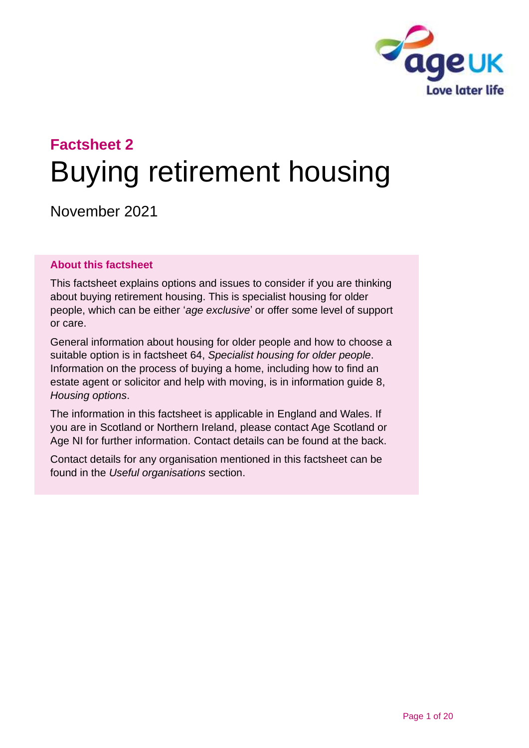## Factsheet 2

# Buying retirement housing

November 2021

### About this factsheet

This factsheet explains options and issues to consider if you are thinking about buying retirement housing. This is specialist housing for older people, which can be either '*age exclusive*' or offer some level of support or care.

General information about housing for older people and how to choose a suitable option is in factsheet 64, *Specialist housing for older people*. Information on the process of buying a home, including how to find an estate agent or solicitor and help with moving, is in information guide 8, *Housing options*.

The information in this factsheet is applicable in England and Wales. If you are in Scotland or Northern Ireland, please contact Age Scotland or Age NI for further information. Contact details can be found at the back.

Contact details for any organisation mentioned in this factsheet can be found in the *Useful organisations* section.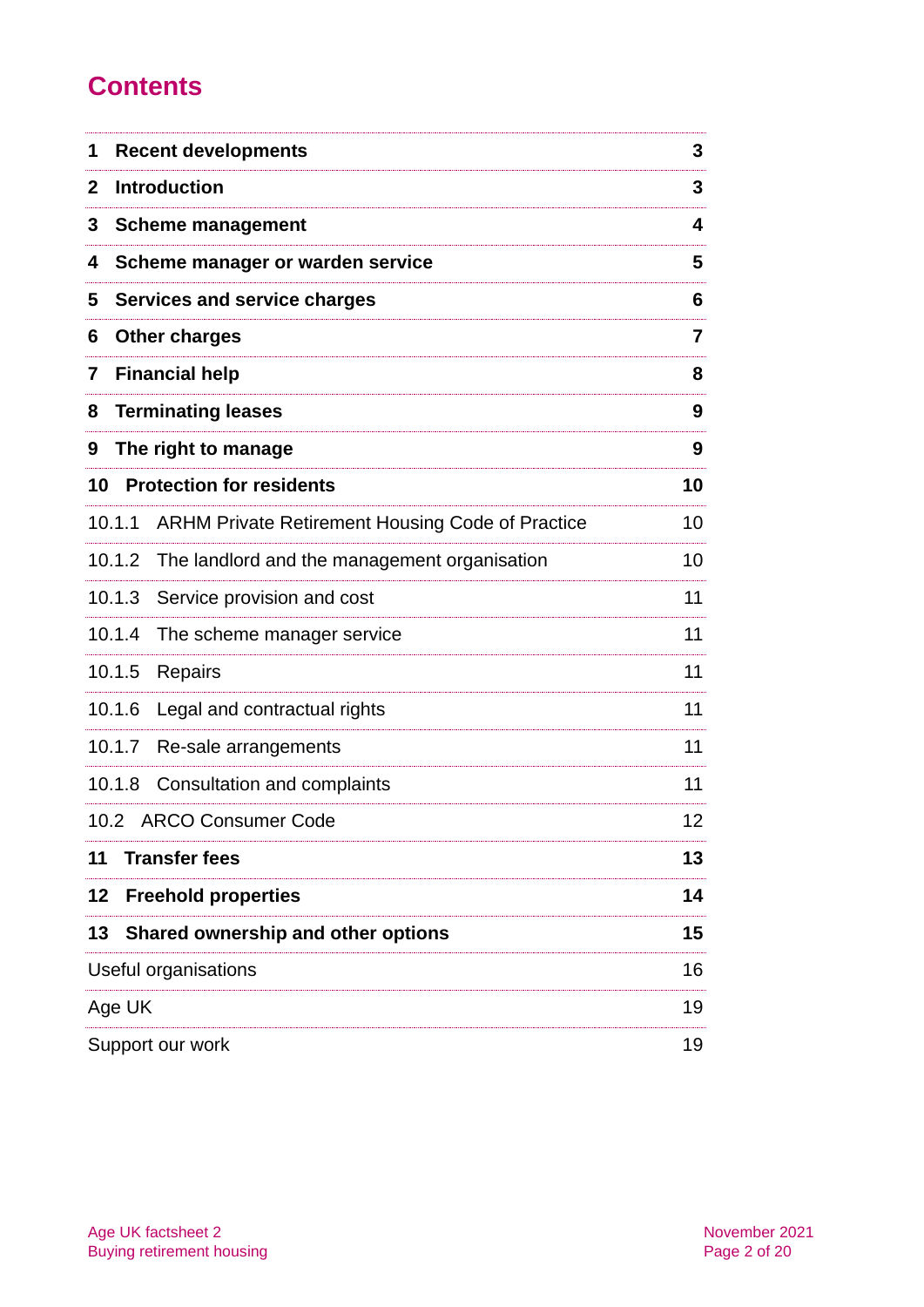# Contents

| | |
|---|---|
| **1 Recent developments** | **3** |
| **2 Introduction** | **3** |
| **3 Scheme management** | **4** |
| **4 Scheme manager or warden service** | **5** |
| **5 Services and service charges** | **6** |
| **6 Other charges** | **7** |
| **7 Financial help** | **8** |
| **8 Terminating leases** | **9** |
| **9 The right to manage** | **9** |
| **10 Protection for residents** | **10** |
| 10.1.1 ARHM Private Retirement Housing Code of Practice | 10 |
| 10.1.2 The landlord and the management organisation | 10 |
| 10.1.3 Service provision and cost | 11 |
| 10.1.4 The scheme manager service | 11 |
| 10.1.5 Repairs | 11 |
| 10.1.6 Legal and contractual rights | 11 |
| 10.1.7 Re-sale arrangements | 11 |
| 10.1.8 Consultation and complaints | 11 |
| 10.2 ARCO Consumer Code | 12 |
| **11 Transfer fees** | **13** |
| **12 Freehold properties** | **14** |
| **13 Shared ownership and other options** | **15** |
| Useful organisations | 16 |
| Age UK | 19 |
| Support our work | 19 |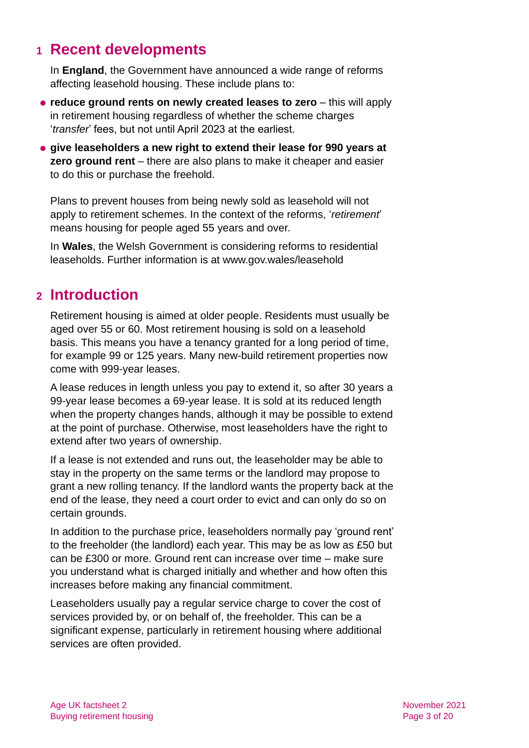# 1 Recent developments

In **England**, the Government have announced a wide range of reforms affecting leasehold housing. These include plans to:

- **reduce ground rents on newly created leases to zero** – this will apply in retirement housing regardless of whether the scheme charges '*transfer*' fees, but not until April 2023 at the earliest.
- **give leaseholders a new right to extend their lease for 990 years at zero ground rent** – there are also plans to make it cheaper and easier to do this or purchase the freehold.

Plans to prevent houses from being newly sold as leasehold will not apply to retirement schemes. In the context of the reforms, '*retirement*' means housing for people aged 55 years and over.

In **Wales**, the Welsh Government is considering reforms to residential leaseholds. Further information is at www.gov.wales/leasehold

# 2 Introduction

Retirement housing is aimed at older people. Residents must usually be aged over 55 or 60. Most retirement housing is sold on a leasehold basis. This means you have a tenancy granted for a long period of time, for example 99 or 125 years. Many new-build retirement properties now come with 999-year leases.

A lease reduces in length unless you pay to extend it, so after 30 years a 99-year lease becomes a 69-year lease. It is sold at its reduced length when the property changes hands, although it may be possible to extend at the point of purchase. Otherwise, most leaseholders have the right to extend after two years of ownership.

If a lease is not extended and runs out, the leaseholder may be able to stay in the property on the same terms or the landlord may propose to grant a new rolling tenancy. If the landlord wants the property back at the end of the lease, they need a court order to evict and can only do so on certain grounds.

In addition to the purchase price, leaseholders normally pay 'ground rent' to the freeholder (the landlord) each year. This may be as low as £50 but can be £300 or more. Ground rent can increase over time – make sure you understand what is charged initially and whether and how often this increases before making any financial commitment.

Leaseholders usually pay a regular service charge to cover the cost of services provided by, or on behalf of, the freeholder. This can be a significant expense, particularly in retirement housing where additional services are often provided.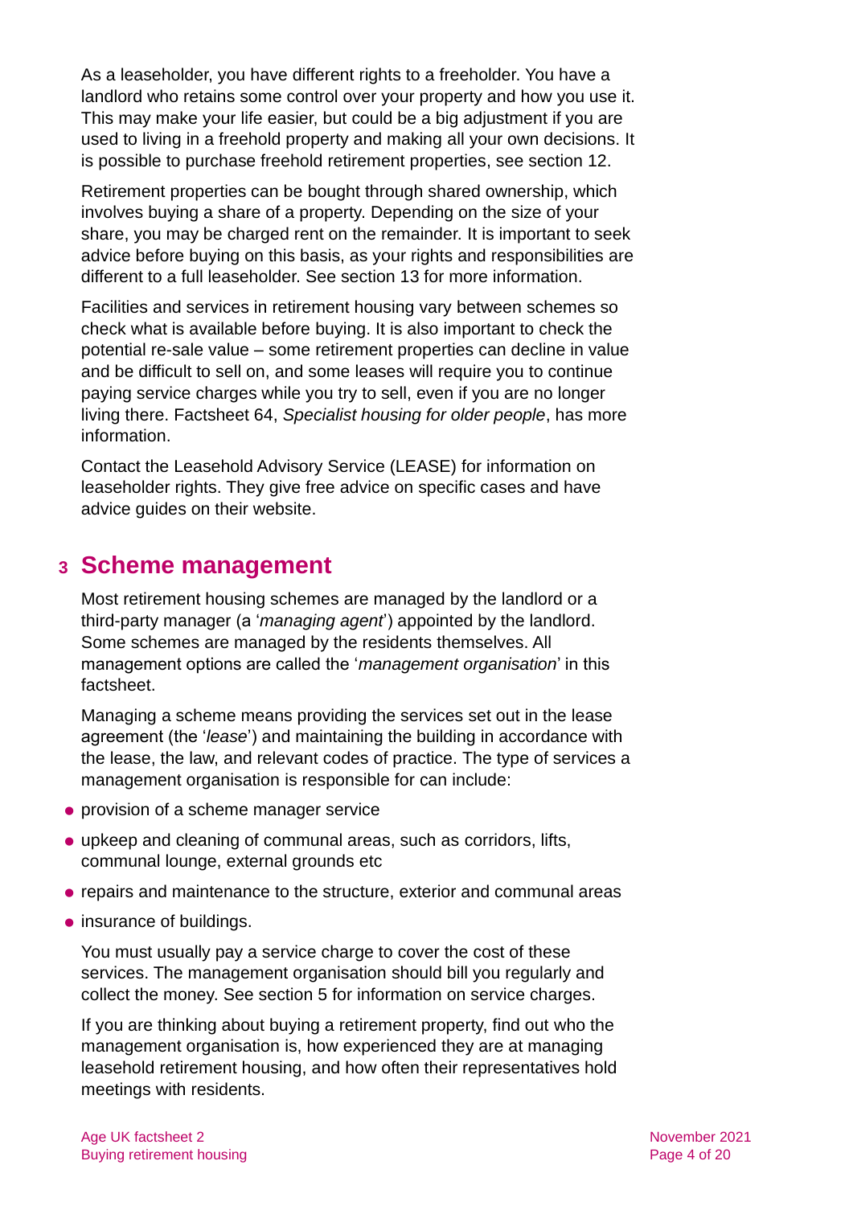As a leaseholder, you have different rights to a freeholder. You have a landlord who retains some control over your property and how you use it. This may make your life easier, but could be a big adjustment if you are used to living in a freehold property and making all your own decisions. It is possible to purchase freehold retirement properties, see section 12.

Retirement properties can be bought through shared ownership, which involves buying a share of a property. Depending on the size of your share, you may be charged rent on the remainder. It is important to seek advice before buying on this basis, as your rights and responsibilities are different to a full leaseholder. See section 13 for more information.

Facilities and services in retirement housing vary between schemes so check what is available before buying. It is also important to check the potential re-sale value – some retirement properties can decline in value and be difficult to sell on, and some leases will require you to continue paying service charges while you try to sell, even if you are no longer living there. Factsheet 64, *Specialist housing for older people*, has more information.

Contact the Leasehold Advisory Service (LEASE) for information on leaseholder rights. They give free advice on specific cases and have advice guides on their website.

## 3 Scheme management

Most retirement housing schemes are managed by the landlord or a third-party manager (a '*managing agent*') appointed by the landlord. Some schemes are managed by the residents themselves. All management options are called the '*management organisation*' in this factsheet.

Managing a scheme means providing the services set out in the lease agreement (the '*lease*') and maintaining the building in accordance with the lease, the law, and relevant codes of practice. The type of services a management organisation is responsible for can include:

- provision of a scheme manager service
- upkeep and cleaning of communal areas, such as corridors, lifts, communal lounge, external grounds etc
- repairs and maintenance to the structure, exterior and communal areas
- insurance of buildings.

You must usually pay a service charge to cover the cost of these services. The management organisation should bill you regularly and collect the money. See section 5 for information on service charges.

If you are thinking about buying a retirement property, find out who the management organisation is, how experienced they are at managing leasehold retirement housing, and how often their representatives hold meetings with residents.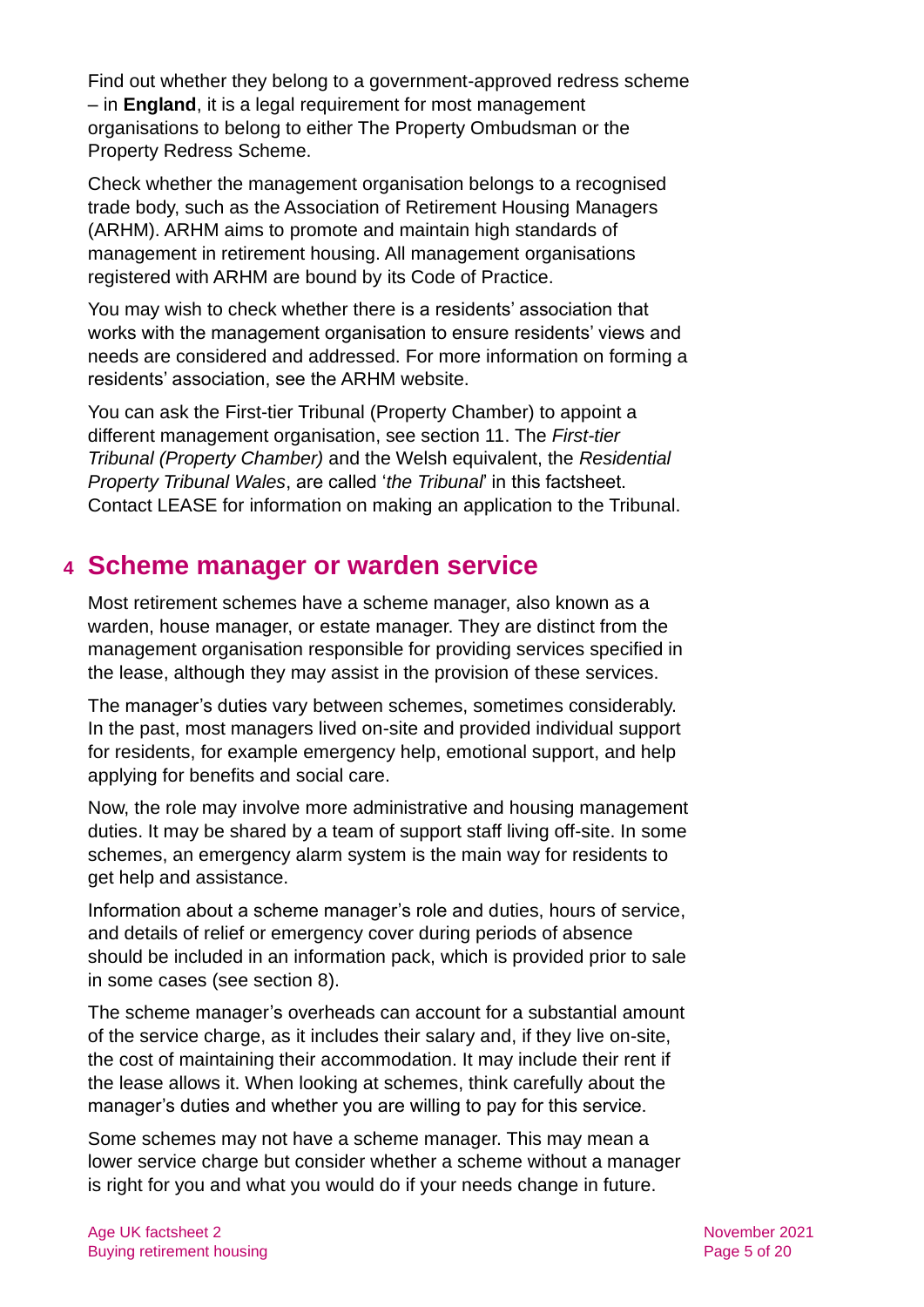Find out whether they belong to a government-approved redress scheme – in **England**, it is a legal requirement for most management organisations to belong to either The Property Ombudsman or the Property Redress Scheme.

Check whether the management organisation belongs to a recognised trade body, such as the Association of Retirement Housing Managers (ARHM). ARHM aims to promote and maintain high standards of management in retirement housing. All management organisations registered with ARHM are bound by its Code of Practice.

You may wish to check whether there is a residents' association that works with the management organisation to ensure residents' views and needs are considered and addressed. For more information on forming a residents' association, see the ARHM website.

You can ask the First-tier Tribunal (Property Chamber) to appoint a different management organisation, see section 11. The *First-tier Tribunal (Property Chamber)* and the Welsh equivalent, the *Residential Property Tribunal Wales*, are called '*the Tribunal*' in this factsheet. Contact LEASE for information on making an application to the Tribunal.

## 4 Scheme manager or warden service

Most retirement schemes have a scheme manager, also known as a warden, house manager, or estate manager. They are distinct from the management organisation responsible for providing services specified in the lease, although they may assist in the provision of these services.

The manager's duties vary between schemes, sometimes considerably. In the past, most managers lived on-site and provided individual support for residents, for example emergency help, emotional support, and help applying for benefits and social care.

Now, the role may involve more administrative and housing management duties. It may be shared by a team of support staff living off-site. In some schemes, an emergency alarm system is the main way for residents to get help and assistance.

Information about a scheme manager's role and duties, hours of service, and details of relief or emergency cover during periods of absence should be included in an information pack, which is provided prior to sale in some cases (see section 8).

The scheme manager's overheads can account for a substantial amount of the service charge, as it includes their salary and, if they live on-site, the cost of maintaining their accommodation. It may include their rent if the lease allows it. When looking at schemes, think carefully about the manager's duties and whether you are willing to pay for this service.

Some schemes may not have a scheme manager. This may mean a lower service charge but consider whether a scheme without a manager is right for you and what you would do if your needs change in future.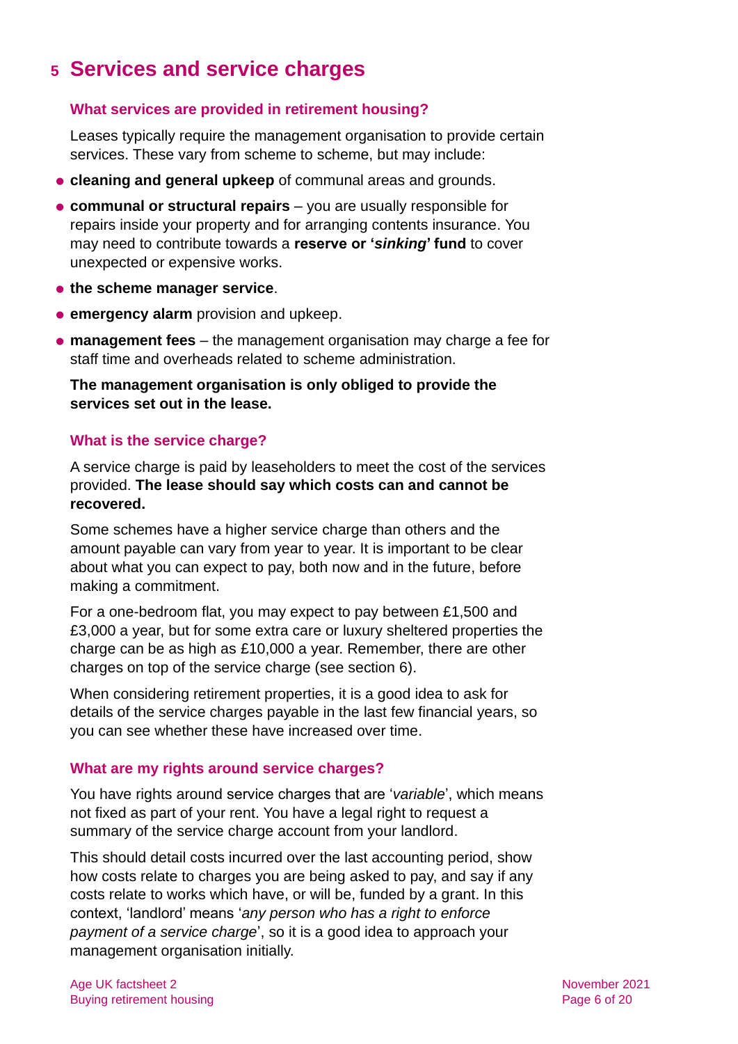## 5 Services and service charges

### What services are provided in retirement housing?

Leases typically require the management organisation to provide certain services. These vary from scheme to scheme, but may include:

- **cleaning and general upkeep** of communal areas and grounds.
- **communal or structural repairs** – you are usually responsible for repairs inside your property and for arranging contents insurance. You may need to contribute towards a **reserve or '*sinking*' fund** to cover unexpected or expensive works.
- **the scheme manager service**.
- **emergency alarm** provision and upkeep.
- **management fees** – the management organisation may charge a fee for staff time and overheads related to scheme administration.

**The management organisation is only obliged to provide the services set out in the lease.**

### What is the service charge?

A service charge is paid by leaseholders to meet the cost of the services provided. **The lease should say which costs can and cannot be recovered.**

Some schemes have a higher service charge than others and the amount payable can vary from year to year. It is important to be clear about what you can expect to pay, both now and in the future, before making a commitment.

For a one-bedroom flat, you may expect to pay between £1,500 and £3,000 a year, but for some extra care or luxury sheltered properties the charge can be as high as £10,000 a year. Remember, there are other charges on top of the service charge (see section 6).

When considering retirement properties, it is a good idea to ask for details of the service charges payable in the last few financial years, so you can see whether these have increased over time.

### What are my rights around service charges?

You have rights around service charges that are '*variable*', which means not fixed as part of your rent. You have a legal right to request a summary of the service charge account from your landlord.

This should detail costs incurred over the last accounting period, show how costs relate to charges you are being asked to pay, and say if any costs relate to works which have, or will be, funded by a grant. In this context, 'landlord' means '*any person who has a right to enforce payment of a service charge*', so it is a good idea to approach your management organisation initially.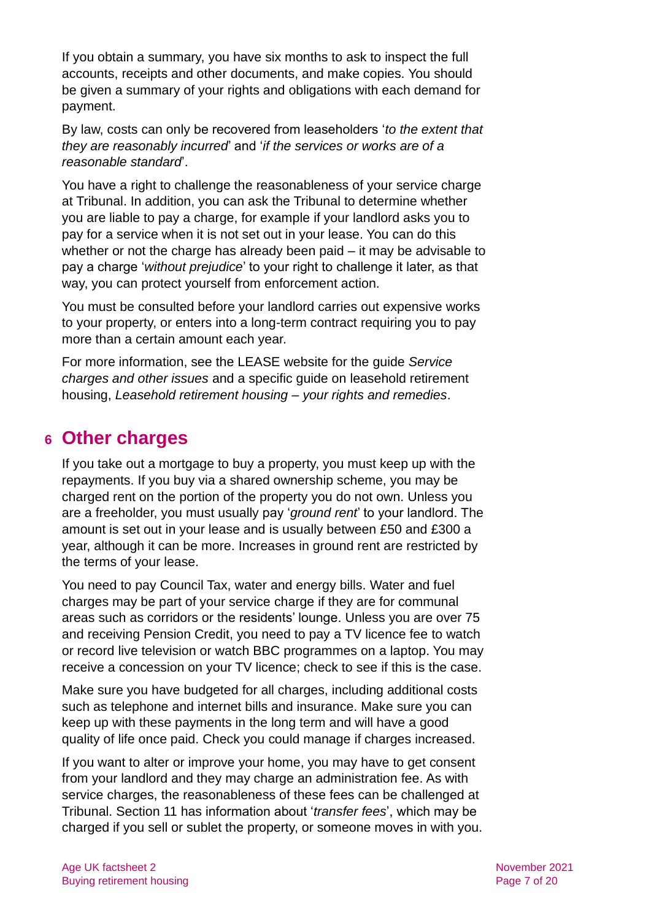If you obtain a summary, you have six months to ask to inspect the full accounts, receipts and other documents, and make copies. You should be given a summary of your rights and obligations with each demand for payment.

By law, costs can only be recovered from leaseholders '*to the extent that they are reasonably incurred*' and '*if the services or works are of a reasonable standard*'.

You have a right to challenge the reasonableness of your service charge at Tribunal. In addition, you can ask the Tribunal to determine whether you are liable to pay a charge, for example if your landlord asks you to pay for a service when it is not set out in your lease. You can do this whether or not the charge has already been paid – it may be advisable to pay a charge '*without prejudice*' to your right to challenge it later, as that way, you can protect yourself from enforcement action.

You must be consulted before your landlord carries out expensive works to your property, or enters into a long-term contract requiring you to pay more than a certain amount each year.

For more information, see the LEASE website for the guide *Service charges and other issues* and a specific guide on leasehold retirement housing, *Leasehold retirement housing – your rights and remedies*.

## 6 Other charges

If you take out a mortgage to buy a property, you must keep up with the repayments. If you buy via a shared ownership scheme, you may be charged rent on the portion of the property you do not own. Unless you are a freeholder, you must usually pay '*ground rent*' to your landlord. The amount is set out in your lease and is usually between £50 and £300 a year, although it can be more. Increases in ground rent are restricted by the terms of your lease.

You need to pay Council Tax, water and energy bills. Water and fuel charges may be part of your service charge if they are for communal areas such as corridors or the residents' lounge. Unless you are over 75 and receiving Pension Credit, you need to pay a TV licence fee to watch or record live television or watch BBC programmes on a laptop. You may receive a concession on your TV licence; check to see if this is the case.

Make sure you have budgeted for all charges, including additional costs such as telephone and internet bills and insurance. Make sure you can keep up with these payments in the long term and will have a good quality of life once paid. Check you could manage if charges increased.

If you want to alter or improve your home, you may have to get consent from your landlord and they may charge an administration fee. As with service charges, the reasonableness of these fees can be challenged at Tribunal. Section 11 has information about '*transfer fees*', which may be charged if you sell or sublet the property, or someone moves in with you.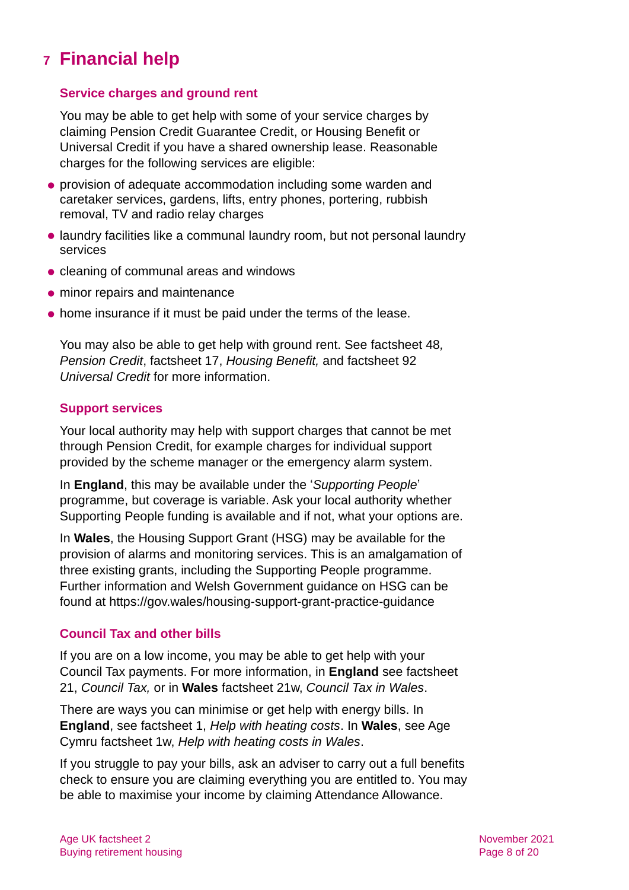# 7 Financial help

### Service charges and ground rent

You may be able to get help with some of your service charges by claiming Pension Credit Guarantee Credit, or Housing Benefit or Universal Credit if you have a shared ownership lease. Reasonable charges for the following services are eligible:

- provision of adequate accommodation including some warden and caretaker services, gardens, lifts, entry phones, portering, rubbish removal, TV and radio relay charges
- laundry facilities like a communal laundry room, but not personal laundry services
- cleaning of communal areas and windows
- minor repairs and maintenance
- home insurance if it must be paid under the terms of the lease.

You may also be able to get help with ground rent. See factsheet 48*, Pension Credit*, factsheet 17, *Housing Benefit,* and factsheet 92 *Universal Credit* for more information.

### Support services

Your local authority may help with support charges that cannot be met through Pension Credit, for example charges for individual support provided by the scheme manager or the emergency alarm system.

In **England**, this may be available under the '*Supporting People*' programme, but coverage is variable. Ask your local authority whether Supporting People funding is available and if not, what your options are.

In **Wales**, the Housing Support Grant (HSG) may be available for the provision of alarms and monitoring services. This is an amalgamation of three existing grants, including the Supporting People programme. Further information and Welsh Government guidance on HSG can be found at https://gov.wales/housing-support-grant-practice-guidance

### Council Tax and other bills

If you are on a low income, you may be able to get help with your Council Tax payments. For more information, in **England** see factsheet 21, *Council Tax,* or in **Wales** factsheet 21w, *Council Tax in Wales*.

There are ways you can minimise or get help with energy bills. In **England**, see factsheet 1, *Help with heating costs*. In **Wales**, see Age Cymru factsheet 1w, *Help with heating costs in Wales*.

If you struggle to pay your bills, ask an adviser to carry out a full benefits check to ensure you are claiming everything you are entitled to. You may be able to maximise your income by claiming Attendance Allowance.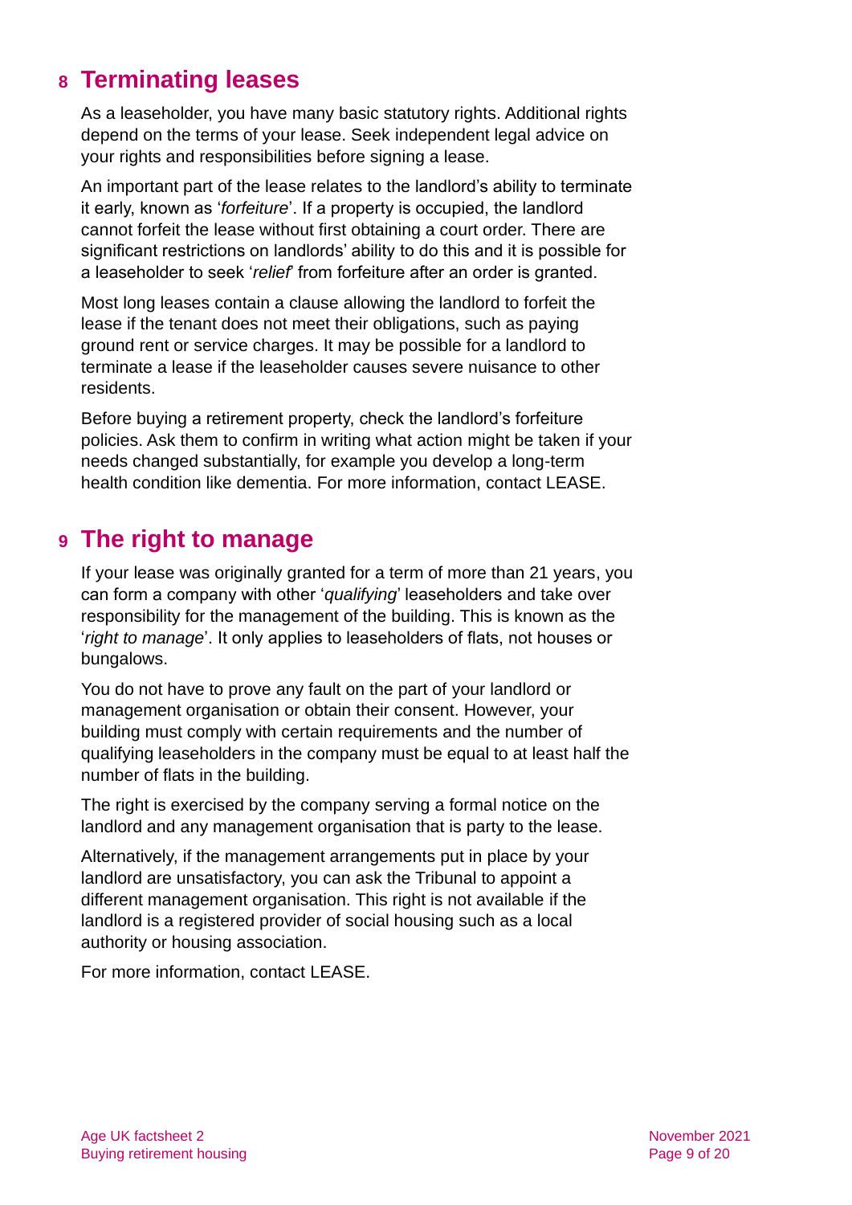## 8 Terminating leases

As a leaseholder, you have many basic statutory rights. Additional rights depend on the terms of your lease. Seek independent legal advice on your rights and responsibilities before signing a lease.

An important part of the lease relates to the landlord's ability to terminate it early, known as '*forfeiture*'. If a property is occupied, the landlord cannot forfeit the lease without first obtaining a court order. There are significant restrictions on landlords' ability to do this and it is possible for a leaseholder to seek '*relief*' from forfeiture after an order is granted.

Most long leases contain a clause allowing the landlord to forfeit the lease if the tenant does not meet their obligations, such as paying ground rent or service charges. It may be possible for a landlord to terminate a lease if the leaseholder causes severe nuisance to other residents.

Before buying a retirement property, check the landlord's forfeiture policies. Ask them to confirm in writing what action might be taken if your needs changed substantially, for example you develop a long-term health condition like dementia. For more information, contact LEASE.

## 9 The right to manage

If your lease was originally granted for a term of more than 21 years, you can form a company with other '*qualifying*' leaseholders and take over responsibility for the management of the building. This is known as the '*right to manage*'. It only applies to leaseholders of flats, not houses or bungalows.

You do not have to prove any fault on the part of your landlord or management organisation or obtain their consent. However, your building must comply with certain requirements and the number of qualifying leaseholders in the company must be equal to at least half the number of flats in the building.

The right is exercised by the company serving a formal notice on the landlord and any management organisation that is party to the lease.

Alternatively, if the management arrangements put in place by your landlord are unsatisfactory, you can ask the Tribunal to appoint a different management organisation. This right is not available if the landlord is a registered provider of social housing such as a local authority or housing association.

For more information, contact LEASE.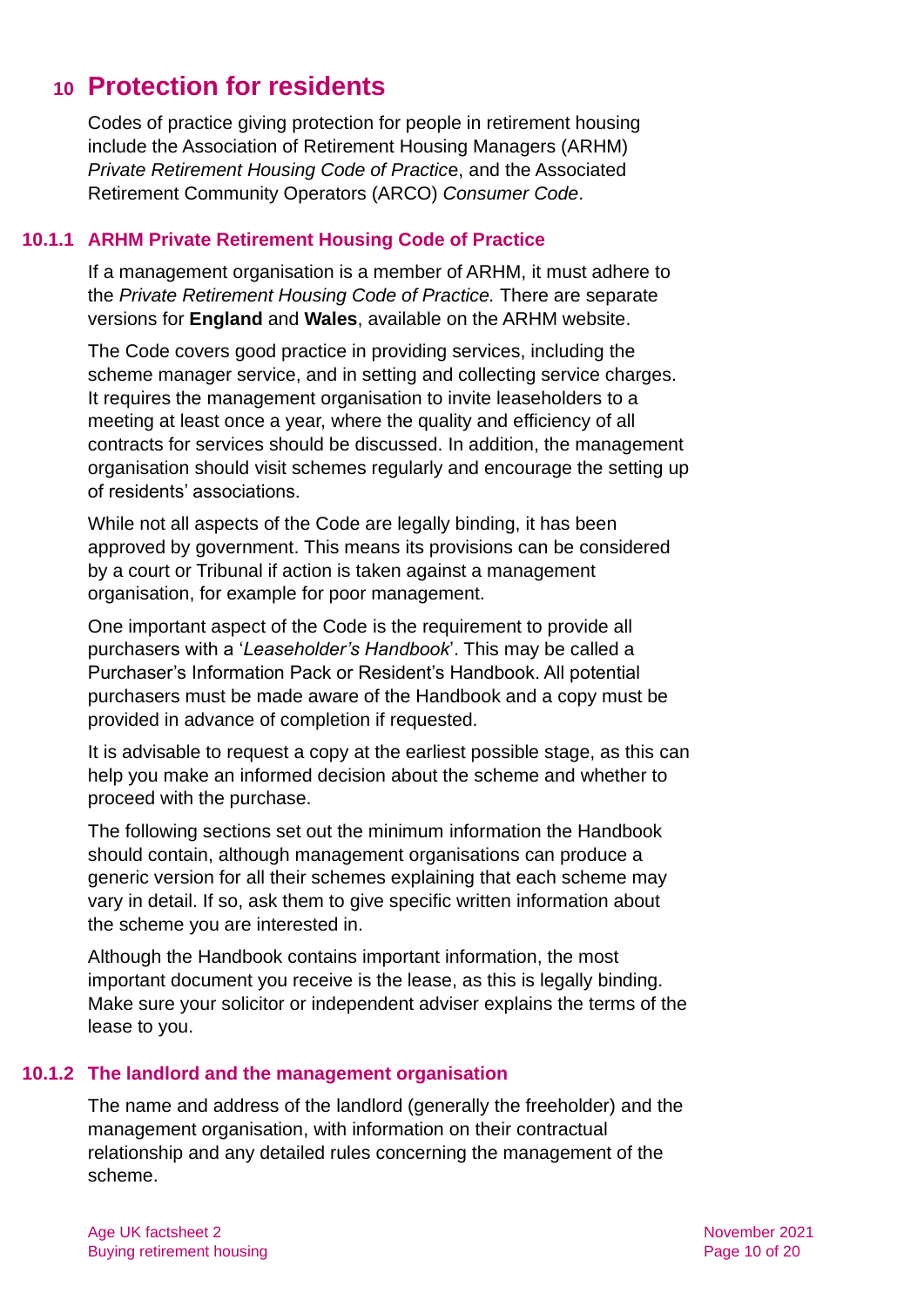# 10 Protection for residents

Codes of practice giving protection for people in retirement housing include the Association of Retirement Housing Managers (ARHM) *Private Retirement Housing Code of Practice*, and the Associated Retirement Community Operators (ARCO) *Consumer Code*.

## 10.1.1 ARHM Private Retirement Housing Code of Practice

If a management organisation is a member of ARHM, it must adhere to the *Private Retirement Housing Code of Practice.* There are separate versions for **England** and **Wales**, available on the ARHM website.

The Code covers good practice in providing services, including the scheme manager service, and in setting and collecting service charges. It requires the management organisation to invite leaseholders to a meeting at least once a year, where the quality and efficiency of all contracts for services should be discussed. In addition, the management organisation should visit schemes regularly and encourage the setting up of residents' associations.

While not all aspects of the Code are legally binding, it has been approved by government. This means its provisions can be considered by a court or Tribunal if action is taken against a management organisation, for example for poor management.

One important aspect of the Code is the requirement to provide all purchasers with a '*Leaseholder's Handbook*'. This may be called a Purchaser's Information Pack or Resident's Handbook. All potential purchasers must be made aware of the Handbook and a copy must be provided in advance of completion if requested.

It is advisable to request a copy at the earliest possible stage, as this can help you make an informed decision about the scheme and whether to proceed with the purchase.

The following sections set out the minimum information the Handbook should contain, although management organisations can produce a generic version for all their schemes explaining that each scheme may vary in detail. If so, ask them to give specific written information about the scheme you are interested in.

Although the Handbook contains important information, the most important document you receive is the lease, as this is legally binding. Make sure your solicitor or independent adviser explains the terms of the lease to you.

## 10.1.2 The landlord and the management organisation

The name and address of the landlord (generally the freeholder) and the management organisation, with information on their contractual relationship and any detailed rules concerning the management of the scheme.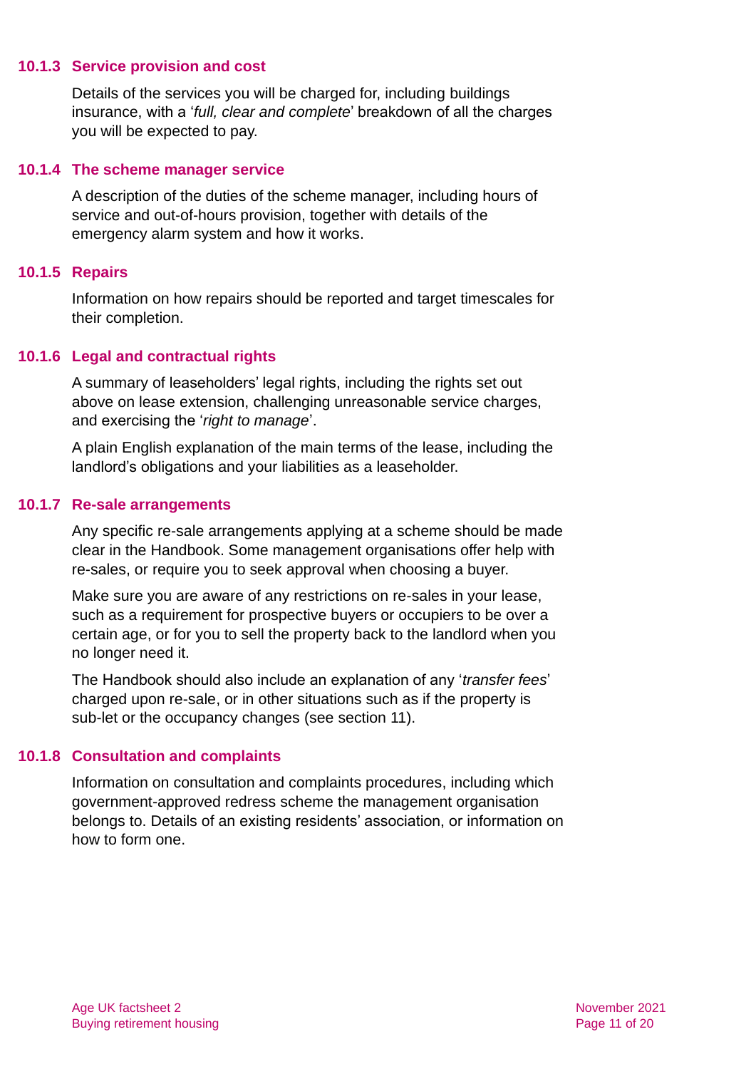### 10.1.3 Service provision and cost

Details of the services you will be charged for, including buildings insurance, with a '*full, clear and complete*' breakdown of all the charges you will be expected to pay.

### 10.1.4 The scheme manager service

A description of the duties of the scheme manager, including hours of service and out-of-hours provision, together with details of the emergency alarm system and how it works.

### 10.1.5 Repairs

Information on how repairs should be reported and target timescales for their completion.

### 10.1.6 Legal and contractual rights

A summary of leaseholders' legal rights, including the rights set out above on lease extension, challenging unreasonable service charges, and exercising the '*right to manage*'.

A plain English explanation of the main terms of the lease, including the landlord's obligations and your liabilities as a leaseholder.

### 10.1.7 Re-sale arrangements

Any specific re-sale arrangements applying at a scheme should be made clear in the Handbook. Some management organisations offer help with re-sales, or require you to seek approval when choosing a buyer.

Make sure you are aware of any restrictions on re-sales in your lease, such as a requirement for prospective buyers or occupiers to be over a certain age, or for you to sell the property back to the landlord when you no longer need it.

The Handbook should also include an explanation of any '*transfer fees*' charged upon re-sale, or in other situations such as if the property is sub-let or the occupancy changes (see section 11).

### 10.1.8 Consultation and complaints

Information on consultation and complaints procedures, including which government-approved redress scheme the management organisation belongs to. Details of an existing residents' association, or information on how to form one.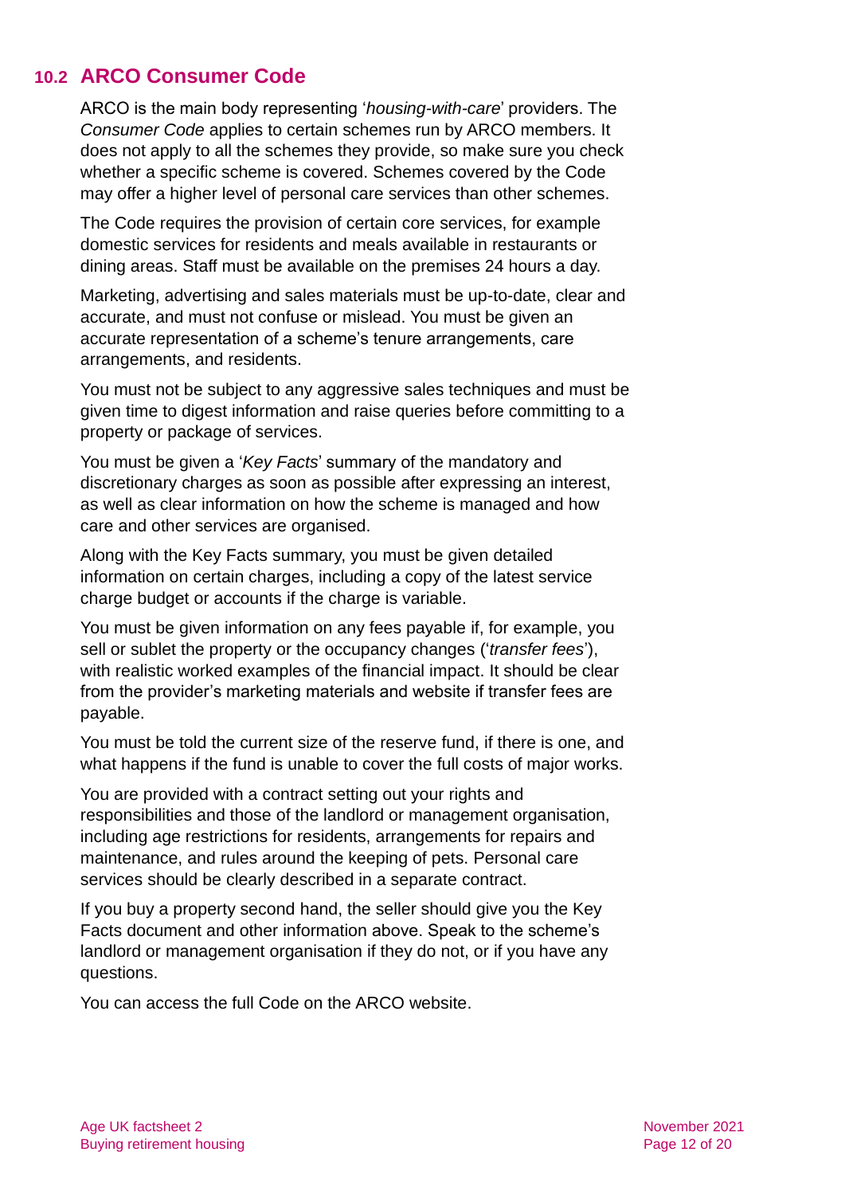## 10.2 ARCO Consumer Code

ARCO is the main body representing '*housing-with-care*' providers. The *Consumer Code* applies to certain schemes run by ARCO members. It does not apply to all the schemes they provide, so make sure you check whether a specific scheme is covered. Schemes covered by the Code may offer a higher level of personal care services than other schemes.

The Code requires the provision of certain core services, for example domestic services for residents and meals available in restaurants or dining areas. Staff must be available on the premises 24 hours a day.

Marketing, advertising and sales materials must be up-to-date, clear and accurate, and must not confuse or mislead. You must be given an accurate representation of a scheme's tenure arrangements, care arrangements, and residents.

You must not be subject to any aggressive sales techniques and must be given time to digest information and raise queries before committing to a property or package of services.

You must be given a '*Key Facts*' summary of the mandatory and discretionary charges as soon as possible after expressing an interest, as well as clear information on how the scheme is managed and how care and other services are organised.

Along with the Key Facts summary, you must be given detailed information on certain charges, including a copy of the latest service charge budget or accounts if the charge is variable.

You must be given information on any fees payable if, for example, you sell or sublet the property or the occupancy changes ('*transfer fees*'), with realistic worked examples of the financial impact. It should be clear from the provider's marketing materials and website if transfer fees are payable.

You must be told the current size of the reserve fund, if there is one, and what happens if the fund is unable to cover the full costs of major works.

You are provided with a contract setting out your rights and responsibilities and those of the landlord or management organisation, including age restrictions for residents, arrangements for repairs and maintenance, and rules around the keeping of pets. Personal care services should be clearly described in a separate contract.

If you buy a property second hand, the seller should give you the Key Facts document and other information above. Speak to the scheme's landlord or management organisation if they do not, or if you have any questions.

You can access the full Code on the ARCO website.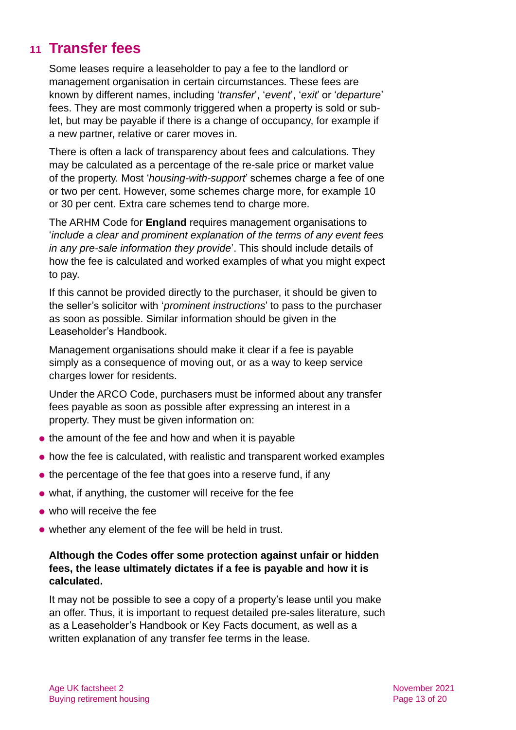## 11 Transfer fees

Some leases require a leaseholder to pay a fee to the landlord or management organisation in certain circumstances. These fees are known by different names, including '*transfer*', '*event*', '*exit*' or '*departure*' fees. They are most commonly triggered when a property is sold or sub-let, but may be payable if there is a change of occupancy, for example if a new partner, relative or carer moves in.

There is often a lack of transparency about fees and calculations. They may be calculated as a percentage of the re-sale price or market value of the property. Most '*housing-with-support*' schemes charge a fee of one or two per cent. However, some schemes charge more, for example 10 or 30 per cent. Extra care schemes tend to charge more.

The ARHM Code for **England** requires management organisations to '*include a clear and prominent explanation of the terms of any event fees in any pre-sale information they provide*'. This should include details of how the fee is calculated and worked examples of what you might expect to pay.

If this cannot be provided directly to the purchaser, it should be given to the seller's solicitor with '*prominent instructions*' to pass to the purchaser as soon as possible. Similar information should be given in the Leaseholder's Handbook.

Management organisations should make it clear if a fee is payable simply as a consequence of moving out, or as a way to keep service charges lower for residents.

Under the ARCO Code, purchasers must be informed about any transfer fees payable as soon as possible after expressing an interest in a property. They must be given information on:

- the amount of the fee and how and when it is payable
- how the fee is calculated, with realistic and transparent worked examples
- the percentage of the fee that goes into a reserve fund, if any
- what, if anything, the customer will receive for the fee
- who will receive the fee
- whether any element of the fee will be held in trust.

**Although the Codes offer some protection against unfair or hidden fees, the lease ultimately dictates if a fee is payable and how it is calculated.**

It may not be possible to see a copy of a property's lease until you make an offer. Thus, it is important to request detailed pre-sales literature, such as a Leaseholder's Handbook or Key Facts document, as well as a written explanation of any transfer fee terms in the lease.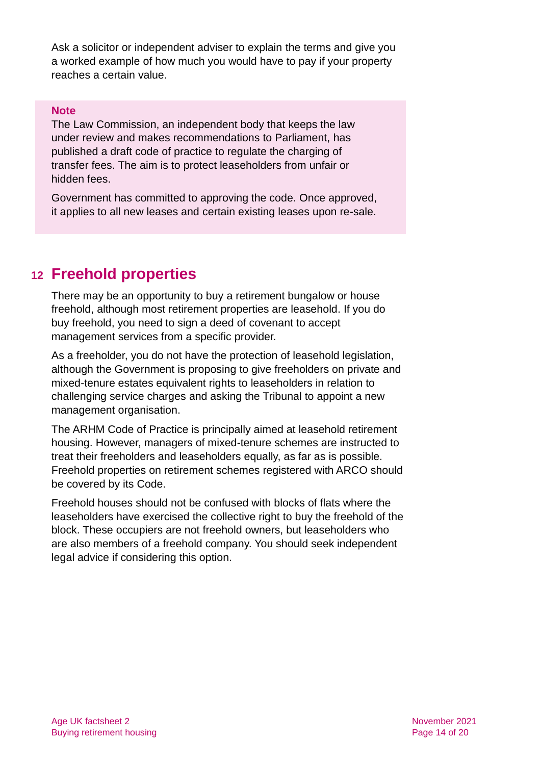Ask a solicitor or independent adviser to explain the terms and give you a worked example of how much you would have to pay if your property reaches a certain value.

> **Note**
>
> The Law Commission, an independent body that keeps the law under review and makes recommendations to Parliament, has published a draft code of practice to regulate the charging of transfer fees. The aim is to protect leaseholders from unfair or hidden fees.
>
> Government has committed to approving the code. Once approved, it applies to all new leases and certain existing leases upon re-sale.

## 12 Freehold properties

There may be an opportunity to buy a retirement bungalow or house freehold, although most retirement properties are leasehold. If you do buy freehold, you need to sign a deed of covenant to accept management services from a specific provider.

As a freeholder, you do not have the protection of leasehold legislation, although the Government is proposing to give freeholders on private and mixed-tenure estates equivalent rights to leaseholders in relation to challenging service charges and asking the Tribunal to appoint a new management organisation.

The ARHM Code of Practice is principally aimed at leasehold retirement housing. However, managers of mixed-tenure schemes are instructed to treat their freeholders and leaseholders equally, as far as is possible. Freehold properties on retirement schemes registered with ARCO should be covered by its Code.

Freehold houses should not be confused with blocks of flats where the leaseholders have exercised the collective right to buy the freehold of the block. These occupiers are not freehold owners, but leaseholders who are also members of a freehold company. You should seek independent legal advice if considering this option.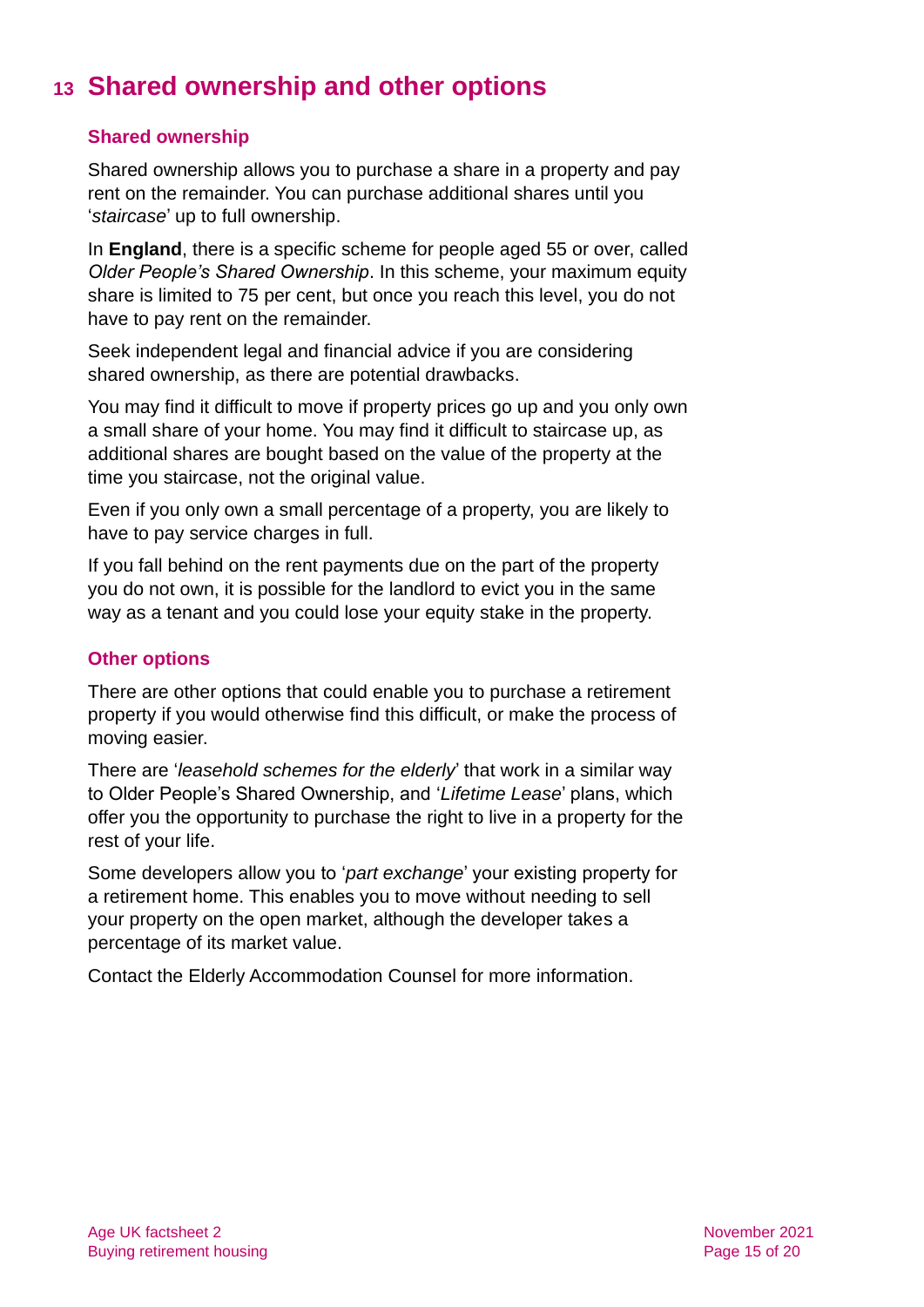## 13 Shared ownership and other options

### Shared ownership

Shared ownership allows you to purchase a share in a property and pay rent on the remainder. You can purchase additional shares until you '*staircase*' up to full ownership.

In **England**, there is a specific scheme for people aged 55 or over, called *Older People's Shared Ownership*. In this scheme, your maximum equity share is limited to 75 per cent, but once you reach this level, you do not have to pay rent on the remainder.

Seek independent legal and financial advice if you are considering shared ownership, as there are potential drawbacks.

You may find it difficult to move if property prices go up and you only own a small share of your home. You may find it difficult to staircase up, as additional shares are bought based on the value of the property at the time you staircase, not the original value.

Even if you only own a small percentage of a property, you are likely to have to pay service charges in full.

If you fall behind on the rent payments due on the part of the property you do not own, it is possible for the landlord to evict you in the same way as a tenant and you could lose your equity stake in the property.

### Other options

There are other options that could enable you to purchase a retirement property if you would otherwise find this difficult, or make the process of moving easier.

There are '*leasehold schemes for the elderly*' that work in a similar way to Older People's Shared Ownership, and '*Lifetime Lease*' plans, which offer you the opportunity to purchase the right to live in a property for the rest of your life.

Some developers allow you to '*part exchange*' your existing property for a retirement home. This enables you to move without needing to sell your property on the open market, although the developer takes a percentage of its market value.

Contact the Elderly Accommodation Counsel for more information.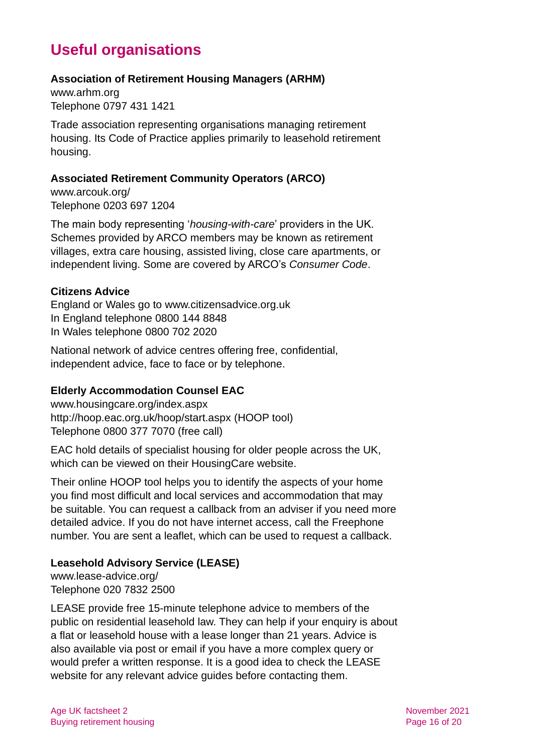# Useful organisations

**Association of Retirement Housing Managers (ARHM)**
www.arhm.org
Telephone 0797 431 1421

Trade association representing organisations managing retirement housing. Its Code of Practice applies primarily to leasehold retirement housing.

**Associated Retirement Community Operators (ARCO)**
www.arcouk.org/
Telephone 0203 697 1204

The main body representing '*housing-with-care*' providers in the UK. Schemes provided by ARCO members may be known as retirement villages, extra care housing, assisted living, close care apartments, or independent living. Some are covered by ARCO's *Consumer Code*.

**Citizens Advice**
England or Wales go to www.citizensadvice.org.uk
In England telephone 0800 144 8848
In Wales telephone 0800 702 2020

National network of advice centres offering free, confidential, independent advice, face to face or by telephone.

**Elderly Accommodation Counsel EAC**
www.housingcare.org/index.aspx
http://hoop.eac.org.uk/hoop/start.aspx (HOOP tool)
Telephone 0800 377 7070 (free call)

EAC hold details of specialist housing for older people across the UK, which can be viewed on their HousingCare website.

Their online HOOP tool helps you to identify the aspects of your home you find most difficult and local services and accommodation that may be suitable. You can request a callback from an adviser if you need more detailed advice. If you do not have internet access, call the Freephone number. You are sent a leaflet, which can be used to request a callback.

**Leasehold Advisory Service (LEASE)**
www.lease-advice.org/
Telephone 020 7832 2500

LEASE provide free 15-minute telephone advice to members of the public on residential leasehold law. They can help if your enquiry is about a flat or leasehold house with a lease longer than 21 years. Advice is also available via post or email if you have a more complex query or would prefer a written response. It is a good idea to check the LEASE website for any relevant advice guides before contacting them.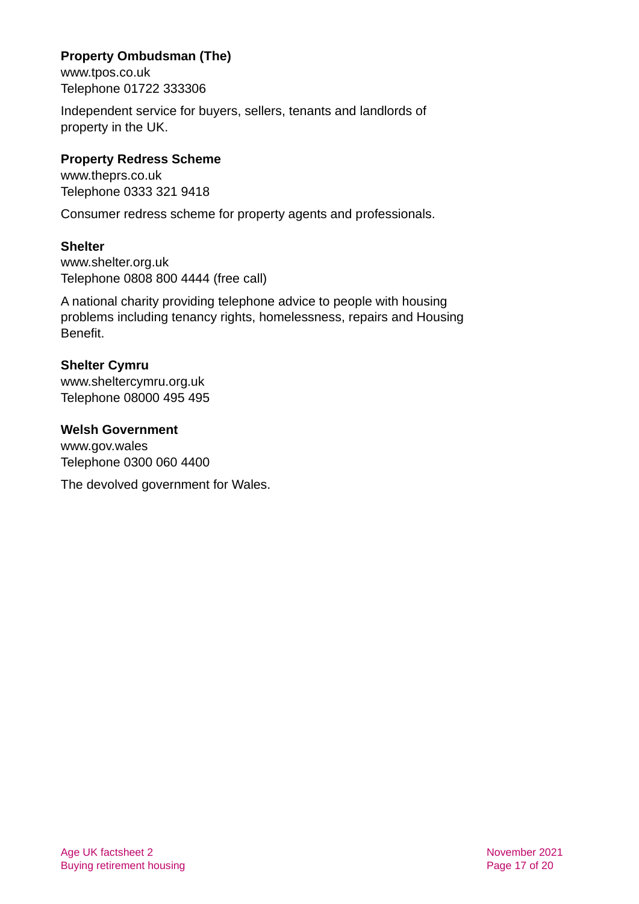**Property Ombudsman (The)**
www.tpos.co.uk
Telephone 01722 333306

Independent service for buyers, sellers, tenants and landlords of property in the UK.

**Property Redress Scheme**
www.theprs.co.uk
Telephone 0333 321 9418

Consumer redress scheme for property agents and professionals.

**Shelter**
www.shelter.org.uk
Telephone 0808 800 4444 (free call)

A national charity providing telephone advice to people with housing problems including tenancy rights, homelessness, repairs and Housing Benefit.

**Shelter Cymru**
www.sheltercymru.org.uk
Telephone 08000 495 495

**Welsh Government**
www.gov.wales
Telephone 0300 060 4400

The devolved government for Wales.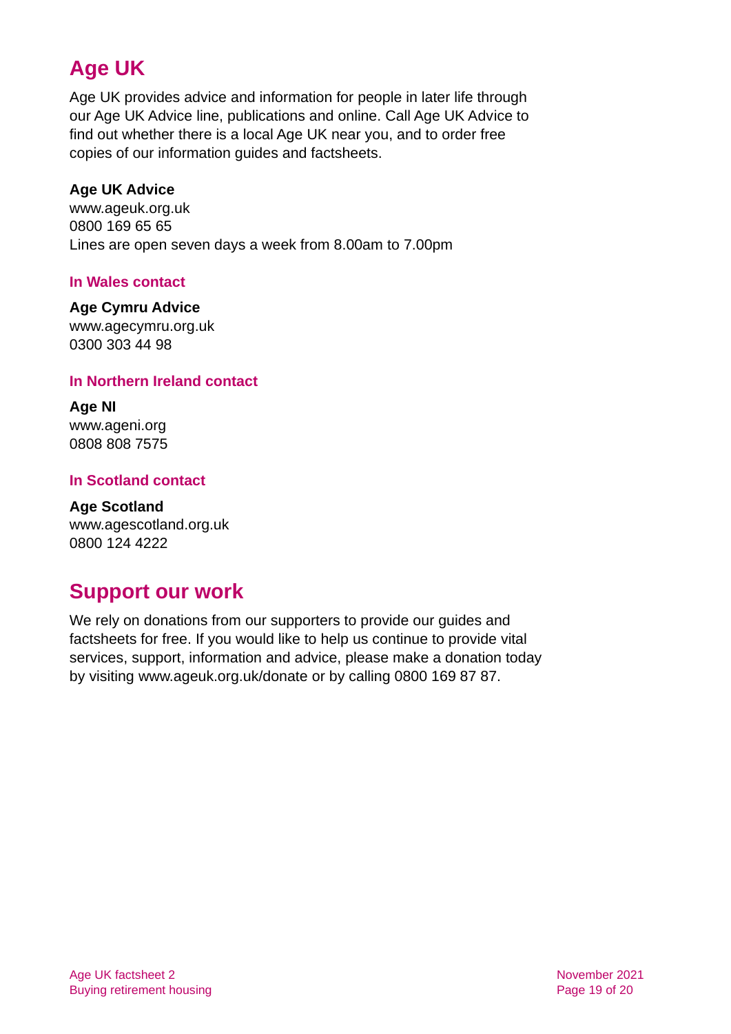## Age UK

Age UK provides advice and information for people in later life through our Age UK Advice line, publications and online. Call Age UK Advice to find out whether there is a local Age UK near you, and to order free copies of our information guides and factsheets.

**Age UK Advice**
www.ageuk.org.uk
0800 169 65 65
Lines are open seven days a week from 8.00am to 7.00pm

### In Wales contact

**Age Cymru Advice**
www.agecymru.org.uk
0300 303 44 98

### In Northern Ireland contact

**Age NI**
www.ageni.org
0808 808 7575

### In Scotland contact

**Age Scotland**
www.agescotland.org.uk
0800 124 4222

## Support our work

We rely on donations from our supporters to provide our guides and factsheets for free. If you would like to help us continue to provide vital services, support, information and advice, please make a donation today by visiting www.ageuk.org.uk/donate or by calling 0800 169 87 87.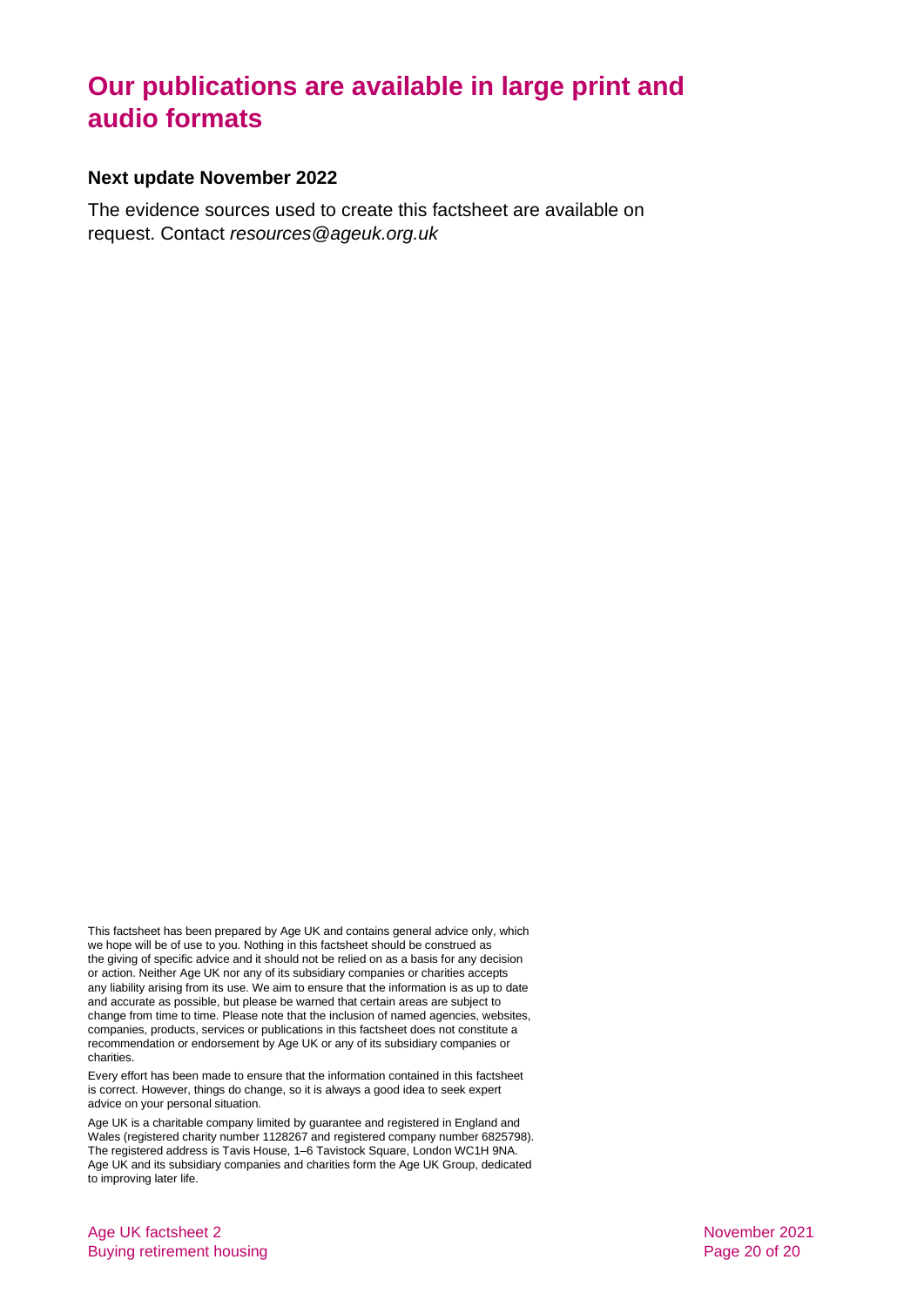# Our publications are available in large print and audio formats

**Next update November 2022**

The evidence sources used to create this factsheet are available on request. Contact *resources@ageuk.org.uk*

This factsheet has been prepared by Age UK and contains general advice only, which we hope will be of use to you. Nothing in this factsheet should be construed as the giving of specific advice and it should not be relied on as a basis for any decision or action. Neither Age UK nor any of its subsidiary companies or charities accepts any liability arising from its use. We aim to ensure that the information is as up to date and accurate as possible, but please be warned that certain areas are subject to change from time to time. Please note that the inclusion of named agencies, websites, companies, products, services or publications in this factsheet does not constitute a recommendation or endorsement by Age UK or any of its subsidiary companies or charities.

Every effort has been made to ensure that the information contained in this factsheet is correct. However, things do change, so it is always a good idea to seek expert advice on your personal situation.

Age UK is a charitable company limited by guarantee and registered in England and Wales (registered charity number 1128267 and registered company number 6825798). The registered address is Tavis House, 1–6 Tavistock Square, London WC1H 9NA. Age UK and its subsidiary companies and charities form the Age UK Group, dedicated to improving later life.